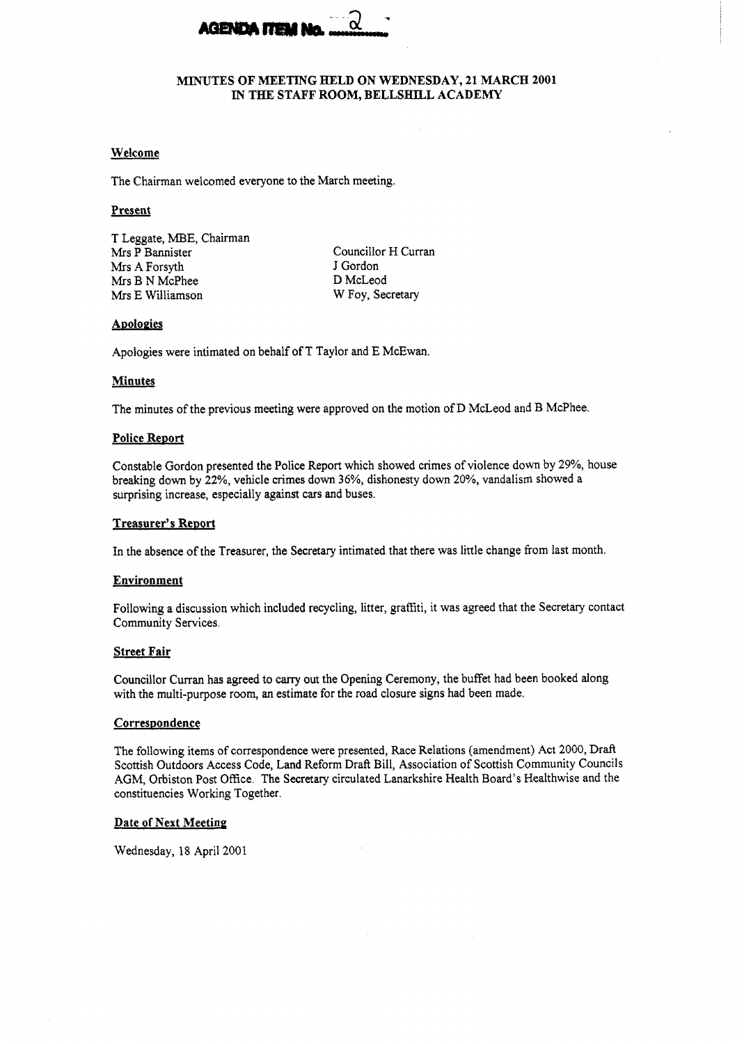**AGENDA ITEM No. 2**

# MINUTES OF MEETING HELD ON WEDNESDAY, 21 MARCH 2001 IN THE STAFF ROOM, BELLSHILL ACADEMY

## Welcome

The Chairman welcomed everyone to the March meeting.

## Present

T Leggate, MBE, Chairman
Mrs P Bannister
Mrs A Forsyth
Mrs B N McPhee
Mrs E Williamson
Councillor H Curran
J Gordon
D McLeod
W Foy, Secretary

## Apologies

Apologies were intimated on behalf of T Taylor and E McEwan.

## Minutes

The minutes of the previous meeting were approved on the motion of D McLeod and B McPhee.

## Police Report

Constable Gordon presented the Police Report which showed crimes of violence down by 29%, house breaking down by 22%, vehicle crimes down 36%, dishonesty down 20%, vandalism showed a surprising increase, especially against cars and buses.

## Treasurer's Report

In the absence of the Treasurer, the Secretary intimated that there was little change from last month.

## Environment

Following a discussion which included recycling, litter, graffiti, it was agreed that the Secretary contact Community Services.

## Street Fair

Councillor Curran has agreed to carry out the Opening Ceremony, the buffet had been booked along with the multi-purpose room, an estimate for the road closure signs had been made.

## Correspondence

The following items of correspondence were presented, Race Relations (amendment) Act 2000, Draft Scottish Outdoors Access Code, Land Reform Draft Bill, Association of Scottish Community Councils AGM, Orbiston Post Office. The Secretary circulated Lanarkshire Health Board's Healthwise and the constituencies Working Together.

## Date of Next Meeting

Wednesday, 18 April 2001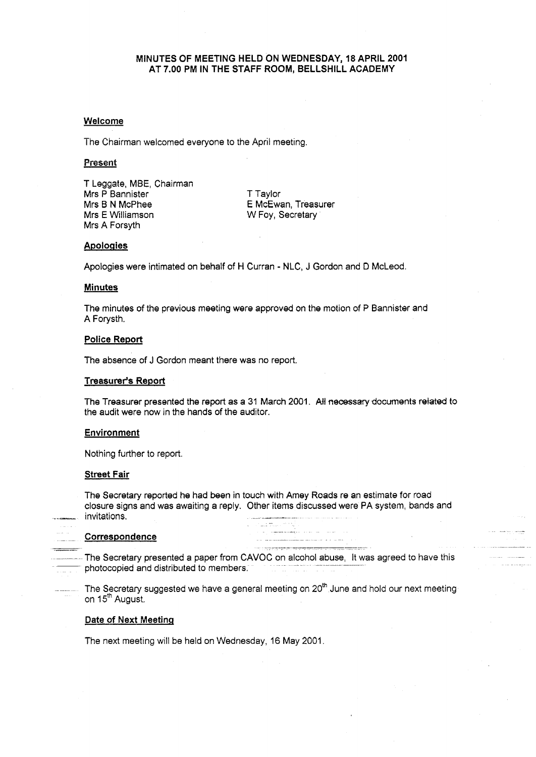# MINUTES OF MEETING HELD ON WEDNESDAY, 18 APRIL 2001 AT 7.00 PM IN THE STAFF ROOM, BELLSHILL ACADEMY

## Welcome

The Chairman welcomed everyone to the April meeting.

## Present

T Leggate, MBE, Chairman
Mrs P Bannister
Mrs B N McPhee
Mrs E Williamson
Mrs A Forsyth
T Taylor
E McEwan, Treasurer
W Foy, Secretary

## Apologies

Apologies were intimated on behalf of H Curran - NLC, J Gordon and D McLeod.

## Minutes

The minutes of the previous meeting were approved on the motion of P Bannister and A Forysth.

## Police Report

The absence of J Gordon meant there was no report.

## Treasurer's Report

The Treasurer presented the report as a 31 March 2001. All necessary documents related to the audit were now in the hands of the auditor.

## Environment

Nothing further to report.

## Street Fair

The Secretary reported he had been in touch with Amey Roads re an estimate for road closure signs and was awaiting a reply. Other items discussed were PA system, bands and invitations.

## Correspondence

The Secretary presented a paper from CAVOC on alcohol abuse, It was agreed to have this photocopied and distributed to members.

The Secretary suggested we have a general meeting on 20th June and hold our next meeting on 15th August.

## Date of Next Meeting

The next meeting will be held on Wednesday, 16 May 2001.